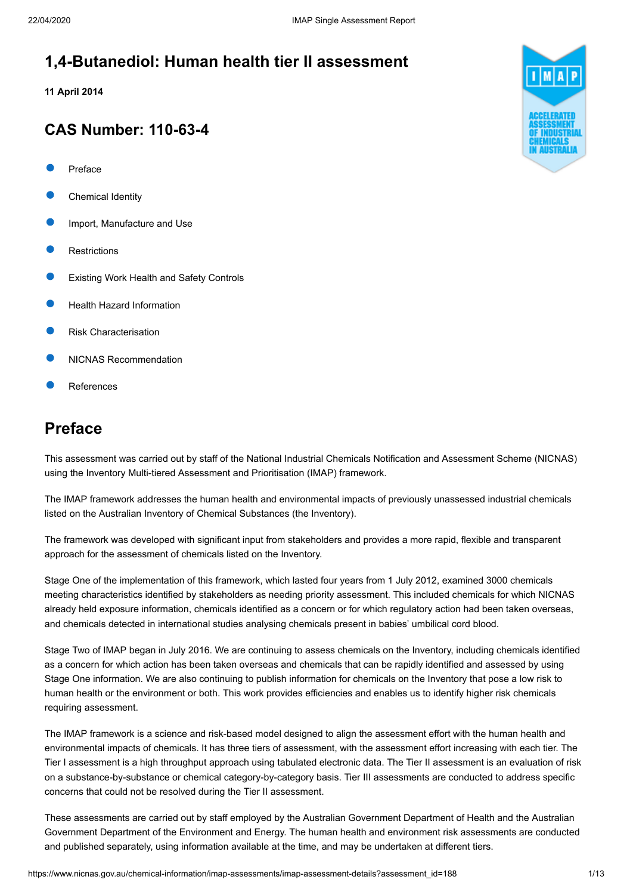# 1,4-Butanediol: Human health tier II assessment

**11 April 2014**

## CAS Number: 110-63-4

- Preface
- Chemical Identity
- Import, Manufacture and Use
- Restrictions
- Existing Work Health and Safety Controls
- Health Hazard Information
- Risk Characterisation
- NICNAS Recommendation
- References

## Preface

This assessment was carried out by staff of the National Industrial Chemicals Notification and Assessment Scheme (NICNAS) using the Inventory Multi-tiered Assessment and Prioritisation (IMAP) framework.

The IMAP framework addresses the human health and environmental impacts of previously unassessed industrial chemicals listed on the Australian Inventory of Chemical Substances (the Inventory).

The framework was developed with significant input from stakeholders and provides a more rapid, flexible and transparent approach for the assessment of chemicals listed on the Inventory.

Stage One of the implementation of this framework, which lasted four years from 1 July 2012, examined 3000 chemicals meeting characteristics identified by stakeholders as needing priority assessment. This included chemicals for which NICNAS already held exposure information, chemicals identified as a concern or for which regulatory action had been taken overseas, and chemicals detected in international studies analysing chemicals present in babies' umbilical cord blood.

Stage Two of IMAP began in July 2016. We are continuing to assess chemicals on the Inventory, including chemicals identified as a concern for which action has been taken overseas and chemicals that can be rapidly identified and assessed by using Stage One information. We are also continuing to publish information for chemicals on the Inventory that pose a low risk to human health or the environment or both. This work provides efficiencies and enables us to identify higher risk chemicals requiring assessment.

The IMAP framework is a science and risk-based model designed to align the assessment effort with the human health and environmental impacts of chemicals. It has three tiers of assessment, with the assessment effort increasing with each tier. The Tier I assessment is a high throughput approach using tabulated electronic data. The Tier II assessment is an evaluation of risk on a substance-by-substance or chemical category-by-category basis. Tier III assessments are conducted to address specific concerns that could not be resolved during the Tier II assessment.

These assessments are carried out by staff employed by the Australian Government Department of Health and the Australian Government Department of the Environment and Energy. The human health and environment risk assessments are conducted and published separately, using information available at the time, and may be undertaken at different tiers.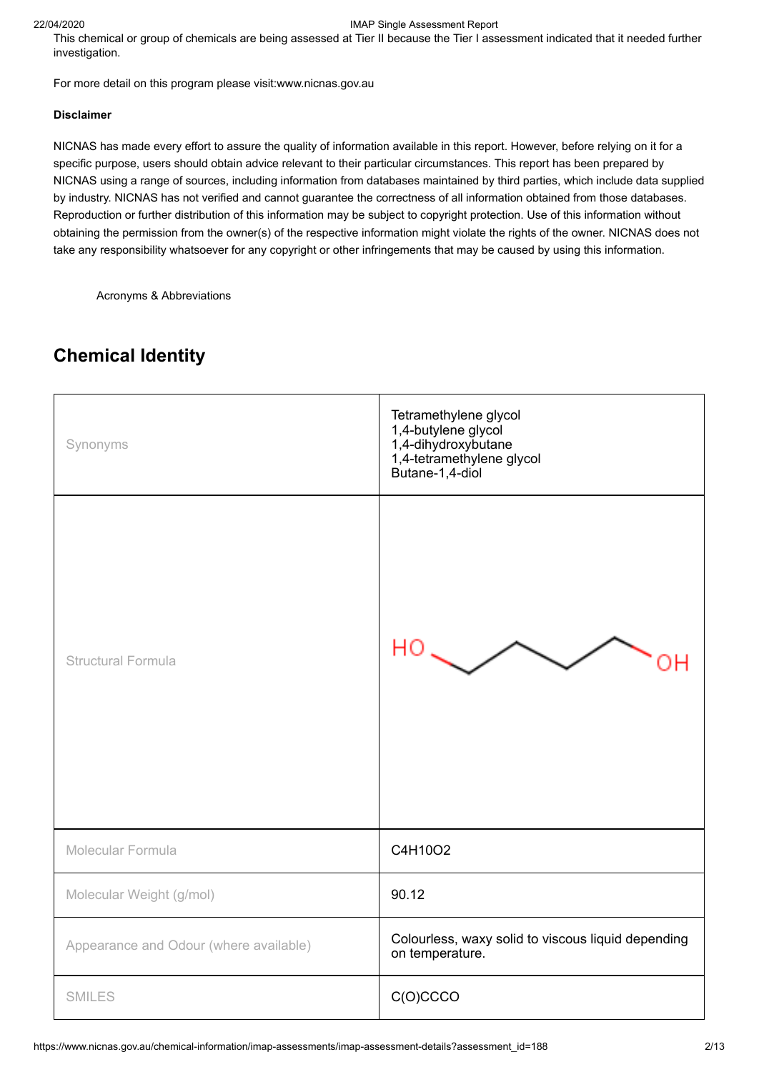This chemical or group of chemicals are being assessed at Tier II because the Tier I assessment indicated that it needed further investigation.

For more detail on this program please visit:www.nicnas.gov.au

**Disclaimer**

NICNAS has made every effort to assure the quality of information available in this report. However, before relying on it for a specific purpose, users should obtain advice relevant to their particular circumstances. This report has been prepared by NICNAS using a range of sources, including information from databases maintained by third parties, which include data supplied by industry. NICNAS has not verified and cannot guarantee the correctness of all information obtained from those databases. Reproduction or further distribution of this information may be subject to copyright protection. Use of this information without obtaining the permission from the owner(s) of the respective information might violate the rights of the owner. NICNAS does not take any responsibility whatsoever for any copyright or other infringements that may be caused by using this information.

Acronyms & Abbreviations

## Chemical Identity

| | |
|---|---|
| Synonyms | Tetramethylene glycol<br>1,4-butylene glycol<br>1,4-dihydroxybutane<br>1,4-tetramethylene glycol<br>Butane-1,4-diol |
| Structural Formula | HO-CH2-CH2-CH2-CH2-OH |
| Molecular Formula | C4H10O2 |
| Molecular Weight (g/mol) | 90.12 |
| Appearance and Odour (where available) | Colourless, waxy solid to viscous liquid depending on temperature. |
| SMILES | C(O)CCCO |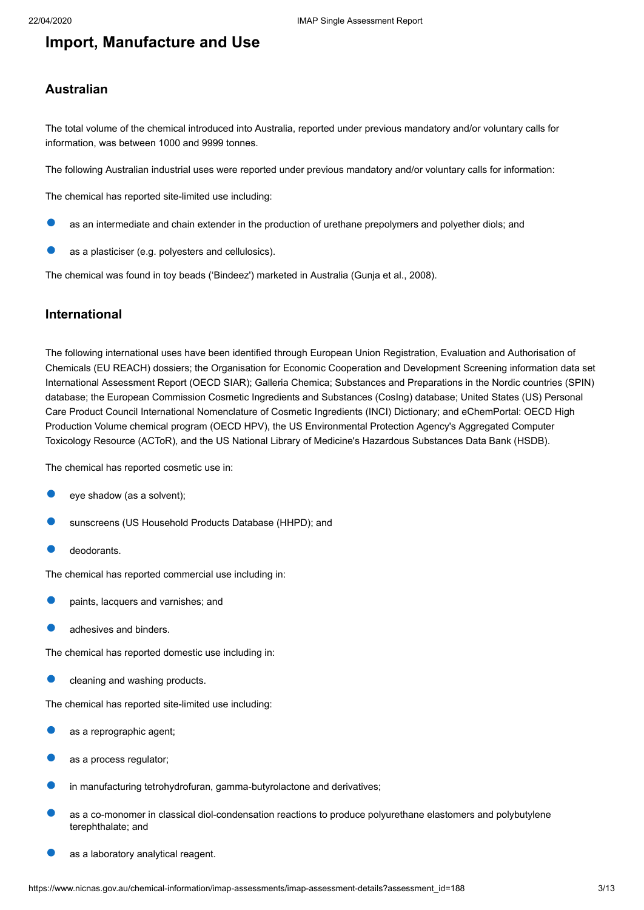## Import, Manufacture and Use

### Australian

The total volume of the chemical introduced into Australia, reported under previous mandatory and/or voluntary calls for information, was between 1000 and 9999 tonnes.

The following Australian industrial uses were reported under previous mandatory and/or voluntary calls for information:

The chemical has reported site-limited use including:

- as an intermediate and chain extender in the production of urethane prepolymers and polyether diols; and
- as a plasticiser (e.g. polyesters and cellulosics).

The chemical was found in toy beads ('Bindeez') marketed in Australia (Gunja et al., 2008).

### International

The following international uses have been identified through European Union Registration, Evaluation and Authorisation of Chemicals (EU REACH) dossiers; the Organisation for Economic Cooperation and Development Screening information data set International Assessment Report (OECD SIAR); Galleria Chemica; Substances and Preparations in the Nordic countries (SPIN) database; the European Commission Cosmetic Ingredients and Substances (CosIng) database; United States (US) Personal Care Product Council International Nomenclature of Cosmetic Ingredients (INCI) Dictionary; and eChemPortal: OECD High Production Volume chemical program (OECD HPV), the US Environmental Protection Agency's Aggregated Computer Toxicology Resource (ACToR), and the US National Library of Medicine's Hazardous Substances Data Bank (HSDB).

The chemical has reported cosmetic use in:

- eye shadow (as a solvent);
- sunscreens (US Household Products Database (HHPD); and
- deodorants.

The chemical has reported commercial use including in:

- paints, lacquers and varnishes; and
- adhesives and binders.

The chemical has reported domestic use including in:

- cleaning and washing products.

The chemical has reported site-limited use including:

- as a reprographic agent;
- as a process regulator;
- in manufacturing tetrohydrofuran, gamma-butyrolactone and derivatives;
- as a co-monomer in classical diol-condensation reactions to produce polyurethane elastomers and polybutylene terephthalate; and
- as a laboratory analytical reagent.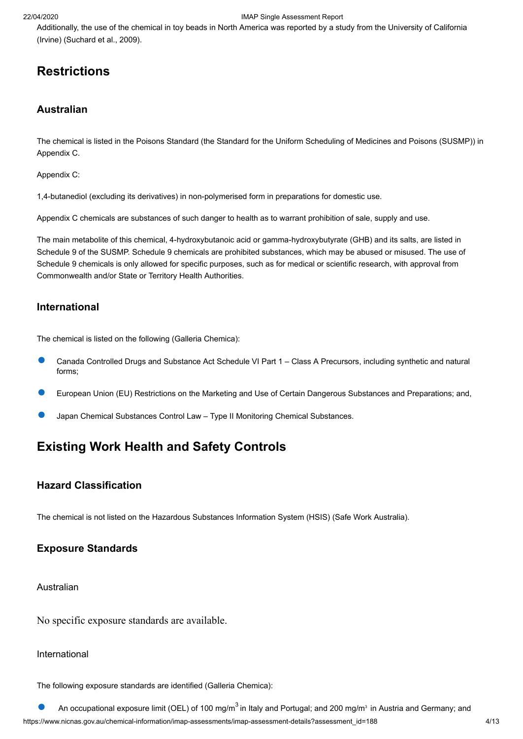Additionally, the use of the chemical in toy beads in North America was reported by a study from the University of California (Irvine) (Suchard et al., 2009).

## Restrictions

### Australian

The chemical is listed in the Poisons Standard (the Standard for the Uniform Scheduling of Medicines and Poisons (SUSMP)) in Appendix C.

Appendix C:

1,4-butanediol (excluding its derivatives) in non-polymerised form in preparations for domestic use.

Appendix C chemicals are substances of such danger to health as to warrant prohibition of sale, supply and use.

The main metabolite of this chemical, 4-hydroxybutanoic acid or gamma-hydroxybutyrate (GHB) and its salts, are listed in Schedule 9 of the SUSMP. Schedule 9 chemicals are prohibited substances, which may be abused or misused. The use of Schedule 9 chemicals is only allowed for specific purposes, such as for medical or scientific research, with approval from Commonwealth and/or State or Territory Health Authorities.

### International

The chemical is listed on the following (Galleria Chemica):

- Canada Controlled Drugs and Substance Act Schedule VI Part 1 – Class A Precursors, including synthetic and natural forms;
- European Union (EU) Restrictions on the Marketing and Use of Certain Dangerous Substances and Preparations; and,
- Japan Chemical Substances Control Law – Type II Monitoring Chemical Substances.

## Existing Work Health and Safety Controls

### Hazard Classification

The chemical is not listed on the Hazardous Substances Information System (HSIS) (Safe Work Australia).

### Exposure Standards

#### Australian

No specific exposure standards are available.

#### International

The following exposure standards are identified (Galleria Chemica):

- An occupational exposure limit (OEL) of 100 mg/m$^3$ in Italy and Portugal; and 200 mg/m$^3$ in Austria and Germany; and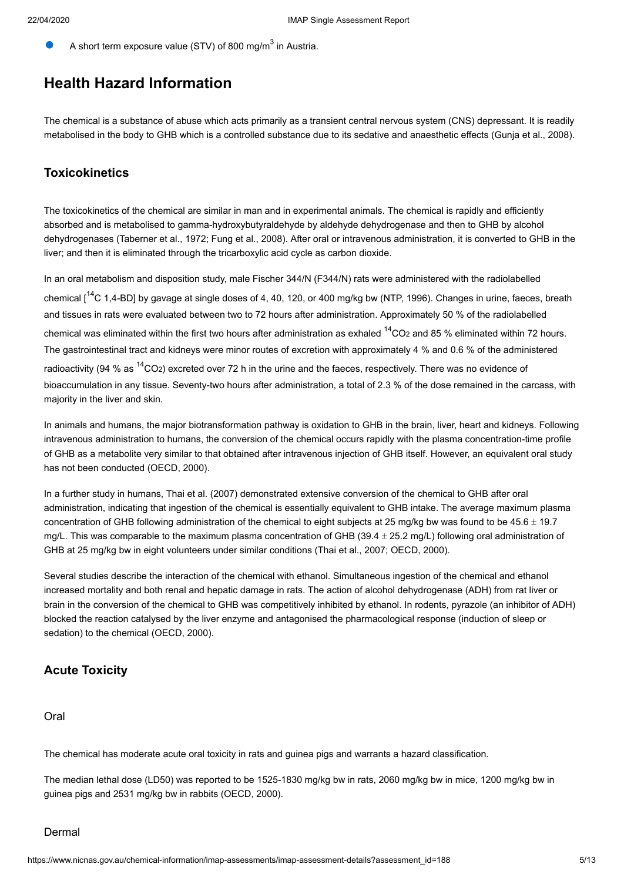- A short term exposure value (STV) of 800 mg/m$^3$ in Austria.

## Health Hazard Information

The chemical is a substance of abuse which acts primarily as a transient central nervous system (CNS) depressant. It is readily metabolised in the body to GHB which is a controlled substance due to its sedative and anaesthetic effects (Gunja et al., 2008).

### Toxicokinetics

The toxicokinetics of the chemical are similar in man and in experimental animals. The chemical is rapidly and efficiently absorbed and is metabolised to gamma-hydroxybutyraldehyde by aldehyde dehydrogenase and then to GHB by alcohol dehydrogenases (Taberner et al., 1972; Fung et al., 2008). After oral or intravenous administration, it is converted to GHB in the liver; and then it is eliminated through the tricarboxylic acid cycle as carbon dioxide.

In an oral metabolism and disposition study, male Fischer 344/N (F344/N) rats were administered with the radiolabelled chemical [$^{14}$C 1,4-BD] by gavage at single doses of 4, 40, 120, or 400 mg/kg bw (NTP, 1996). Changes in urine, faeces, breath and tissues in rats were evaluated between two to 72 hours after administration. Approximately 50 % of the radiolabelled chemical was eliminated within the first two hours after administration as exhaled $^{14}CO_2$ and 85 % eliminated within 72 hours. The gastrointestinal tract and kidneys were minor routes of excretion with approximately 4 % and 0.6 % of the administered radioactivity (94 % as $^{14}CO_2$) excreted over 72 h in the urine and the faeces, respectively. There was no evidence of bioaccumulation in any tissue. Seventy-two hours after administration, a total of 2.3 % of the dose remained in the carcass, with majority in the liver and skin.

In animals and humans, the major biotransformation pathway is oxidation to GHB in the brain, liver, heart and kidneys. Following intravenous administration to humans, the conversion of the chemical occurs rapidly with the plasma concentration-time profile of GHB as a metabolite very similar to that obtained after intravenous injection of GHB itself. However, an equivalent oral study has not been conducted (OECD, 2000).

In a further study in humans, Thai et al. (2007) demonstrated extensive conversion of the chemical to GHB after oral administration, indicating that ingestion of the chemical is essentially equivalent to GHB intake. The average maximum plasma concentration of GHB following administration of the chemical to eight subjects at 25 mg/kg bw was found to be 45.6 $\pm$ 19.7 mg/L. This was comparable to the maximum plasma concentration of GHB (39.4 $\pm$ 25.2 mg/L) following oral administration of GHB at 25 mg/kg bw in eight volunteers under similar conditions (Thai et al., 2007; OECD, 2000).

Several studies describe the interaction of the chemical with ethanol. Simultaneous ingestion of the chemical and ethanol increased mortality and both renal and hepatic damage in rats. The action of alcohol dehydrogenase (ADH) from rat liver or brain in the conversion of the chemical to GHB was competitively inhibited by ethanol. In rodents, pyrazole (an inhibitor of ADH) blocked the reaction catalysed by the liver enzyme and antagonised the pharmacological response (induction of sleep or sedation) to the chemical (OECD, 2000).

### Acute Toxicity

#### Oral

The chemical has moderate acute oral toxicity in rats and guinea pigs and warrants a hazard classification.

The median lethal dose (LD50) was reported to be 1525-1830 mg/kg bw in rats, 2060 mg/kg bw in mice, 1200 mg/kg bw in guinea pigs and 2531 mg/kg bw in rabbits (OECD, 2000).

#### Dermal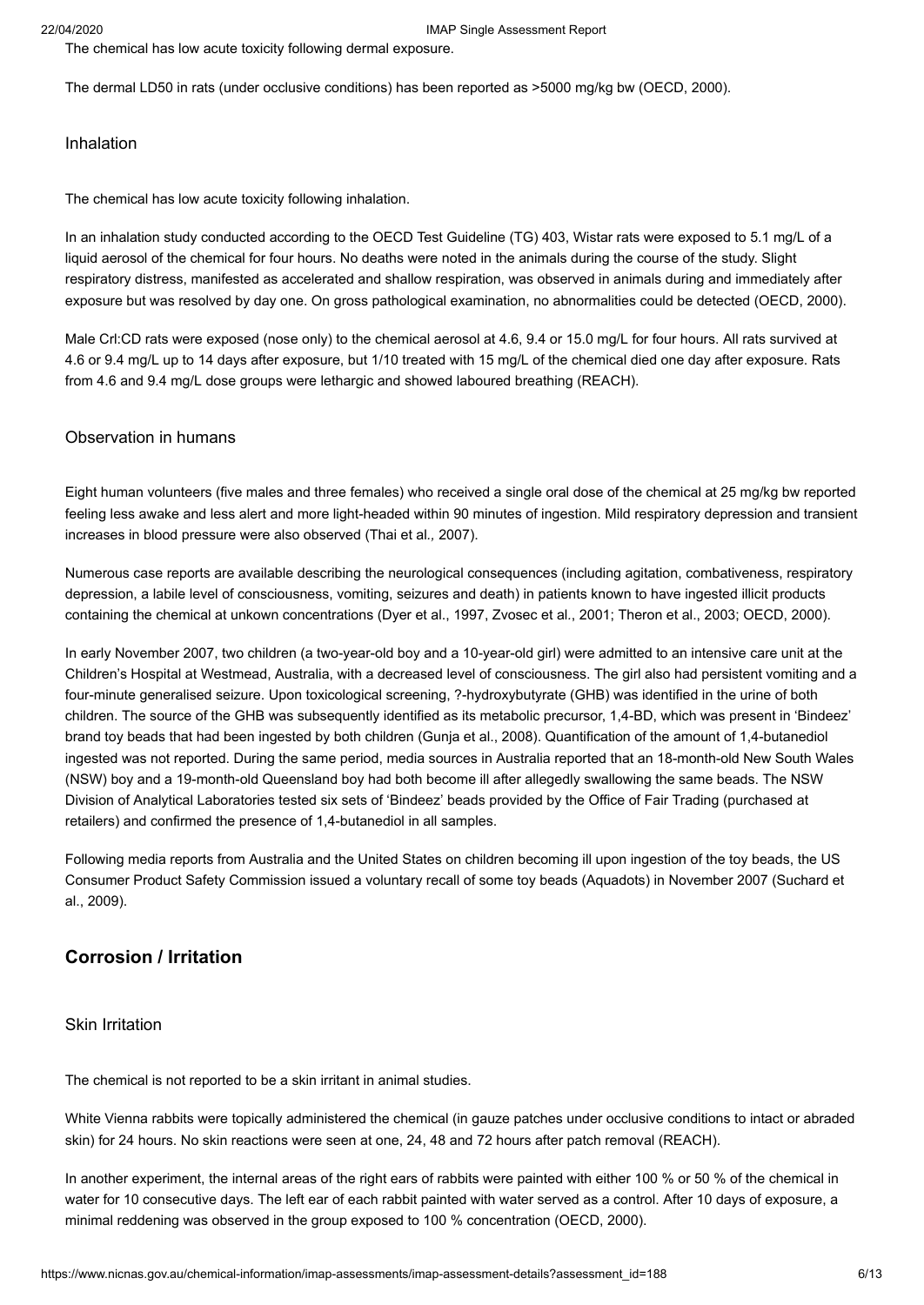The chemical has low acute toxicity following dermal exposure.

The dermal LD50 in rats (under occlusive conditions) has been reported as >5000 mg/kg bw (OECD, 2000).

### Inhalation

The chemical has low acute toxicity following inhalation.

In an inhalation study conducted according to the OECD Test Guideline (TG) 403, Wistar rats were exposed to 5.1 mg/L of a liquid aerosol of the chemical for four hours. No deaths were noted in the animals during the course of the study. Slight respiratory distress, manifested as accelerated and shallow respiration, was observed in animals during and immediately after exposure but was resolved by day one. On gross pathological examination, no abnormalities could be detected (OECD, 2000).

Male Crl:CD rats were exposed (nose only) to the chemical aerosol at 4.6, 9.4 or 15.0 mg/L for four hours. All rats survived at 4.6 or 9.4 mg/L up to 14 days after exposure, but 1/10 treated with 15 mg/L of the chemical died one day after exposure. Rats from 4.6 and 9.4 mg/L dose groups were lethargic and showed laboured breathing (REACH).

### Observation in humans

Eight human volunteers (five males and three females) who received a single oral dose of the chemical at 25 mg/kg bw reported feeling less awake and less alert and more light-headed within 90 minutes of ingestion. Mild respiratory depression and transient increases in blood pressure were also observed (Thai et al*.,* 2007).

Numerous case reports are available describing the neurological consequences (including agitation, combativeness, respiratory depression, a labile level of consciousness, vomiting, seizures and death) in patients known to have ingested illicit products containing the chemical at unkown concentrations (Dyer et al., 1997, Zvosec et al., 2001; Theron et al., 2003; OECD, 2000).

In early November 2007, two children (a two-year-old boy and a 10-year-old girl) were admitted to an intensive care unit at the Children's Hospital at Westmead, Australia, with a decreased level of consciousness. The girl also had persistent vomiting and a four-minute generalised seizure. Upon toxicological screening, ?-hydroxybutyrate (GHB) was identified in the urine of both children. The source of the GHB was subsequently identified as its metabolic precursor, 1,4-BD, which was present in 'Bindeez' brand toy beads that had been ingested by both children (Gunja et al., 2008). Quantification of the amount of 1,4-butanediol ingested was not reported. During the same period, media sources in Australia reported that an 18-month-old New South Wales (NSW) boy and a 19-month-old Queensland boy had both become ill after allegedly swallowing the same beads. The NSW Division of Analytical Laboratories tested six sets of 'Bindeez' beads provided by the Office of Fair Trading (purchased at retailers) and confirmed the presence of 1,4-butanediol in all samples.

Following media reports from Australia and the United States on children becoming ill upon ingestion of the toy beads, the US Consumer Product Safety Commission issued a voluntary recall of some toy beads (Aquadots) in November 2007 (Suchard et al., 2009).

## Corrosion / Irritation

### Skin Irritation

The chemical is not reported to be a skin irritant in animal studies.

White Vienna rabbits were topically administered the chemical (in gauze patches under occlusive conditions to intact or abraded skin) for 24 hours. No skin reactions were seen at one, 24, 48 and 72 hours after patch removal (REACH).

In another experiment, the internal areas of the right ears of rabbits were painted with either 100 % or 50 % of the chemical in water for 10 consecutive days. The left ear of each rabbit painted with water served as a control. After 10 days of exposure, a minimal reddening was observed in the group exposed to 100 % concentration (OECD, 2000).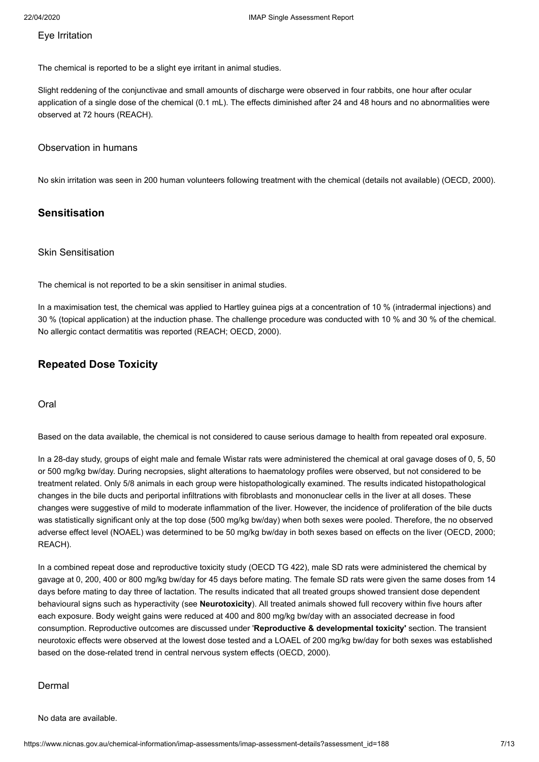### Eye Irritation

The chemical is reported to be a slight eye irritant in animal studies.

Slight reddening of the conjunctivae and small amounts of discharge were observed in four rabbits, one hour after ocular application of a single dose of the chemical (0.1 mL). The effects diminished after 24 and 48 hours and no abnormalities were observed at 72 hours (REACH).

### Observation in humans

No skin irritation was seen in 200 human volunteers following treatment with the chemical (details not available) (OECD, 2000).

## Sensitisation

### Skin Sensitisation

The chemical is not reported to be a skin sensitiser in animal studies.

In a maximisation test, the chemical was applied to Hartley guinea pigs at a concentration of 10 % (intradermal injections) and 30 % (topical application) at the induction phase. The challenge procedure was conducted with 10 % and 30 % of the chemical. No allergic contact dermatitis was reported (REACH; OECD, 2000).

## Repeated Dose Toxicity

### Oral

Based on the data available, the chemical is not considered to cause serious damage to health from repeated oral exposure.

In a 28-day study, groups of eight male and female Wistar rats were administered the chemical at oral gavage doses of 0, 5, 50 or 500 mg/kg bw/day. During necropsies, slight alterations to haematology profiles were observed, but not considered to be treatment related. Only 5/8 animals in each group were histopathologically examined. The results indicated histopathological changes in the bile ducts and periportal infiltrations with fibroblasts and mononuclear cells in the liver at all doses. These changes were suggestive of mild to moderate inflammation of the liver. However, the incidence of proliferation of the bile ducts was statistically significant only at the top dose (500 mg/kg bw/day) when both sexes were pooled. Therefore, the no observed adverse effect level (NOAEL) was determined to be 50 mg/kg bw/day in both sexes based on effects on the liver (OECD, 2000; REACH).

In a combined repeat dose and reproductive toxicity study (OECD TG 422), male SD rats were administered the chemical by gavage at 0, 200, 400 or 800 mg/kg bw/day for 45 days before mating. The female SD rats were given the same doses from 14 days before mating to day three of lactation. The results indicated that all treated groups showed transient dose dependent behavioural signs such as hyperactivity (see **Neurotoxicity**). All treated animals showed full recovery within five hours after each exposure. Body weight gains were reduced at 400 and 800 mg/kg bw/day with an associated decrease in food consumption. Reproductive outcomes are discussed under '**Reproductive & developmental toxicity'** section. The transient neurotoxic effects were observed at the lowest dose tested and a LOAEL of 200 mg/kg bw/day for both sexes was established based on the dose-related trend in central nervous system effects (OECD, 2000).

### Dermal

No data are available.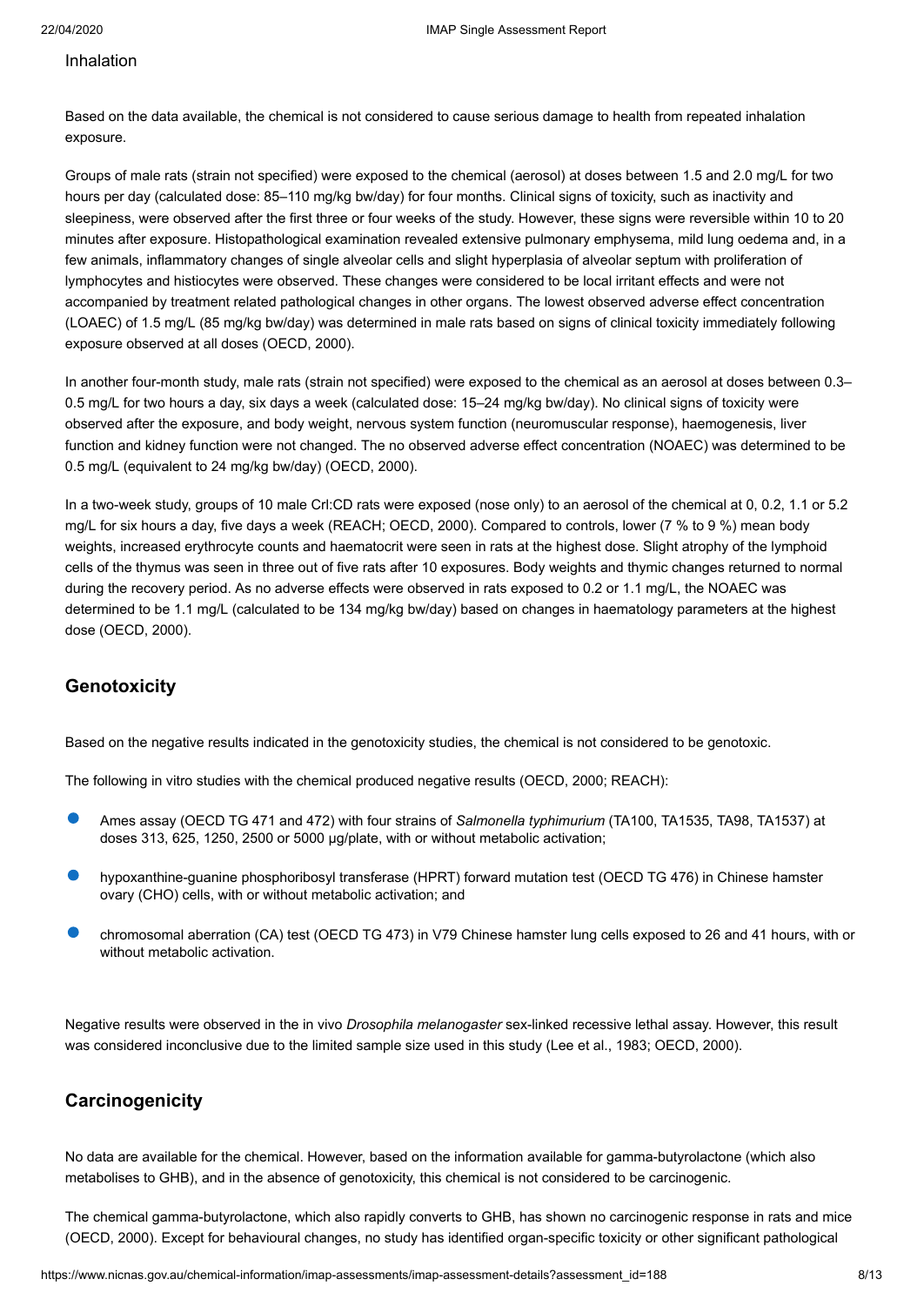Inhalation

Based on the data available, the chemical is not considered to cause serious damage to health from repeated inhalation exposure.

Groups of male rats (strain not specified) were exposed to the chemical (aerosol) at doses between 1.5 and 2.0 mg/L for two hours per day (calculated dose: 85–110 mg/kg bw/day) for four months. Clinical signs of toxicity, such as inactivity and sleepiness, were observed after the first three or four weeks of the study. However, these signs were reversible within 10 to 20 minutes after exposure. Histopathological examination revealed extensive pulmonary emphysema, mild lung oedema and, in a few animals, inflammatory changes of single alveolar cells and slight hyperplasia of alveolar septum with proliferation of lymphocytes and histiocytes were observed. These changes were considered to be local irritant effects and were not accompanied by treatment related pathological changes in other organs. The lowest observed adverse effect concentration (LOAEC) of 1.5 mg/L (85 mg/kg bw/day) was determined in male rats based on signs of clinical toxicity immediately following exposure observed at all doses (OECD, 2000).

In another four-month study, male rats (strain not specified) were exposed to the chemical as an aerosol at doses between 0.3–0.5 mg/L for two hours a day, six days a week (calculated dose: 15–24 mg/kg bw/day). No clinical signs of toxicity were observed after the exposure, and body weight, nervous system function (neuromuscular response), haemogenesis, liver function and kidney function were not changed. The no observed adverse effect concentration (NOAEC) was determined to be 0.5 mg/L (equivalent to 24 mg/kg bw/day) (OECD, 2000).

In a two-week study, groups of 10 male Crl:CD rats were exposed (nose only) to an aerosol of the chemical at 0, 0.2, 1.1 or 5.2 mg/L for six hours a day, five days a week (REACH; OECD, 2000). Compared to controls, lower (7 % to 9 %) mean body weights, increased erythrocyte counts and haematocrit were seen in rats at the highest dose. Slight atrophy of the lymphoid cells of the thymus was seen in three out of five rats after 10 exposures. Body weights and thymic changes returned to normal during the recovery period. As no adverse effects were observed in rats exposed to 0.2 or 1.1 mg/L, the NOAEC was determined to be 1.1 mg/L (calculated to be 134 mg/kg bw/day) based on changes in haematology parameters at the highest dose (OECD, 2000).

## Genotoxicity

Based on the negative results indicated in the genotoxicity studies, the chemical is not considered to be genotoxic.

The following in vitro studies with the chemical produced negative results (OECD, 2000; REACH):

- Ames assay (OECD TG 471 and 472) with four strains of *Salmonella typhimurium* (TA100, TA1535, TA98, TA1537) at doses 313, 625, 1250, 2500 or 5000 µg/plate, with or without metabolic activation;
- hypoxanthine-guanine phosphoribosyl transferase (HPRT) forward mutation test (OECD TG 476) in Chinese hamster ovary (CHO) cells, with or without metabolic activation; and
- chromosomal aberration (CA) test (OECD TG 473) in V79 Chinese hamster lung cells exposed to 26 and 41 hours, with or without metabolic activation.

Negative results were observed in the in vivo *Drosophila melanogaster* sex-linked recessive lethal assay. However, this result was considered inconclusive due to the limited sample size used in this study (Lee et al., 1983; OECD, 2000).

## Carcinogenicity

No data are available for the chemical. However, based on the information available for gamma-butyrolactone (which also metabolises to GHB), and in the absence of genotoxicity, this chemical is not considered to be carcinogenic.

The chemical gamma-butyrolactone, which also rapidly converts to GHB, has shown no carcinogenic response in rats and mice (OECD, 2000). Except for behavioural changes, no study has identified organ-specific toxicity or other significant pathological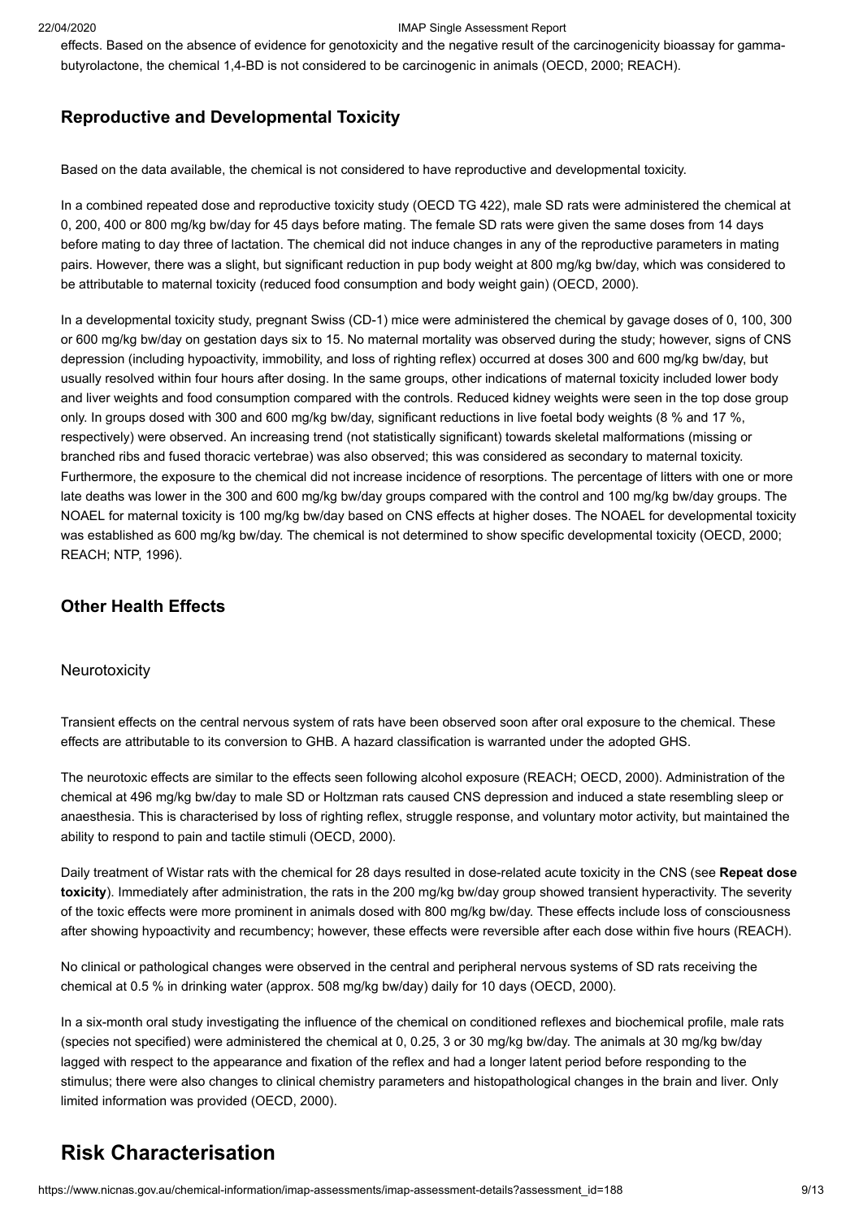effects. Based on the absence of evidence for genotoxicity and the negative result of the carcinogenicity bioassay for gamma-butyrolactone, the chemical 1,4-BD is not considered to be carcinogenic in animals (OECD, 2000; REACH).

### Reproductive and Developmental Toxicity

Based on the data available, the chemical is not considered to have reproductive and developmental toxicity.

In a combined repeated dose and reproductive toxicity study (OECD TG 422), male SD rats were administered the chemical at 0, 200, 400 or 800 mg/kg bw/day for 45 days before mating. The female SD rats were given the same doses from 14 days before mating to day three of lactation. The chemical did not induce changes in any of the reproductive parameters in mating pairs. However, there was a slight, but significant reduction in pup body weight at 800 mg/kg bw/day, which was considered to be attributable to maternal toxicity (reduced food consumption and body weight gain) (OECD, 2000).

In a developmental toxicity study, pregnant Swiss (CD-1) mice were administered the chemical by gavage doses of 0, 100, 300 or 600 mg/kg bw/day on gestation days six to 15. No maternal mortality was observed during the study; however, signs of CNS depression (including hypoactivity, immobility, and loss of righting reflex) occurred at doses 300 and 600 mg/kg bw/day, but usually resolved within four hours after dosing. In the same groups, other indications of maternal toxicity included lower body and liver weights and food consumption compared with the controls. Reduced kidney weights were seen in the top dose group only. In groups dosed with 300 and 600 mg/kg bw/day, significant reductions in live foetal body weights (8 % and 17 %, respectively) were observed. An increasing trend (not statistically significant) towards skeletal malformations (missing or branched ribs and fused thoracic vertebrae) was also observed; this was considered as secondary to maternal toxicity. Furthermore, the exposure to the chemical did not increase incidence of resorptions. The percentage of litters with one or more late deaths was lower in the 300 and 600 mg/kg bw/day groups compared with the control and 100 mg/kg bw/day groups. The NOAEL for maternal toxicity is 100 mg/kg bw/day based on CNS effects at higher doses. The NOAEL for developmental toxicity was established as 600 mg/kg bw/day. The chemical is not determined to show specific developmental toxicity (OECD, 2000; REACH; NTP, 1996).

### Other Health Effects

#### Neurotoxicity

Transient effects on the central nervous system of rats have been observed soon after oral exposure to the chemical. These effects are attributable to its conversion to GHB. A hazard classification is warranted under the adopted GHS.

The neurotoxic effects are similar to the effects seen following alcohol exposure (REACH; OECD, 2000). Administration of the chemical at 496 mg/kg bw/day to male SD or Holtzman rats caused CNS depression and induced a state resembling sleep or anaesthesia. This is characterised by loss of righting reflex, struggle response, and voluntary motor activity, but maintained the ability to respond to pain and tactile stimuli (OECD, 2000).

Daily treatment of Wistar rats with the chemical for 28 days resulted in dose-related acute toxicity in the CNS (see **Repeat dose toxicity**). Immediately after administration, the rats in the 200 mg/kg bw/day group showed transient hyperactivity. The severity of the toxic effects were more prominent in animals dosed with 800 mg/kg bw/day. These effects include loss of consciousness after showing hypoactivity and recumbency; however, these effects were reversible after each dose within five hours (REACH).

No clinical or pathological changes were observed in the central and peripheral nervous systems of SD rats receiving the chemical at 0.5 % in drinking water (approx. 508 mg/kg bw/day) daily for 10 days (OECD, 2000).

In a six-month oral study investigating the influence of the chemical on conditioned reflexes and biochemical profile, male rats (species not specified) were administered the chemical at 0, 0.25, 3 or 30 mg/kg bw/day. The animals at 30 mg/kg bw/day lagged with respect to the appearance and fixation of the reflex and had a longer latent period before responding to the stimulus; there were also changes to clinical chemistry parameters and histopathological changes in the brain and liver. Only limited information was provided (OECD, 2000).

## Risk Characterisation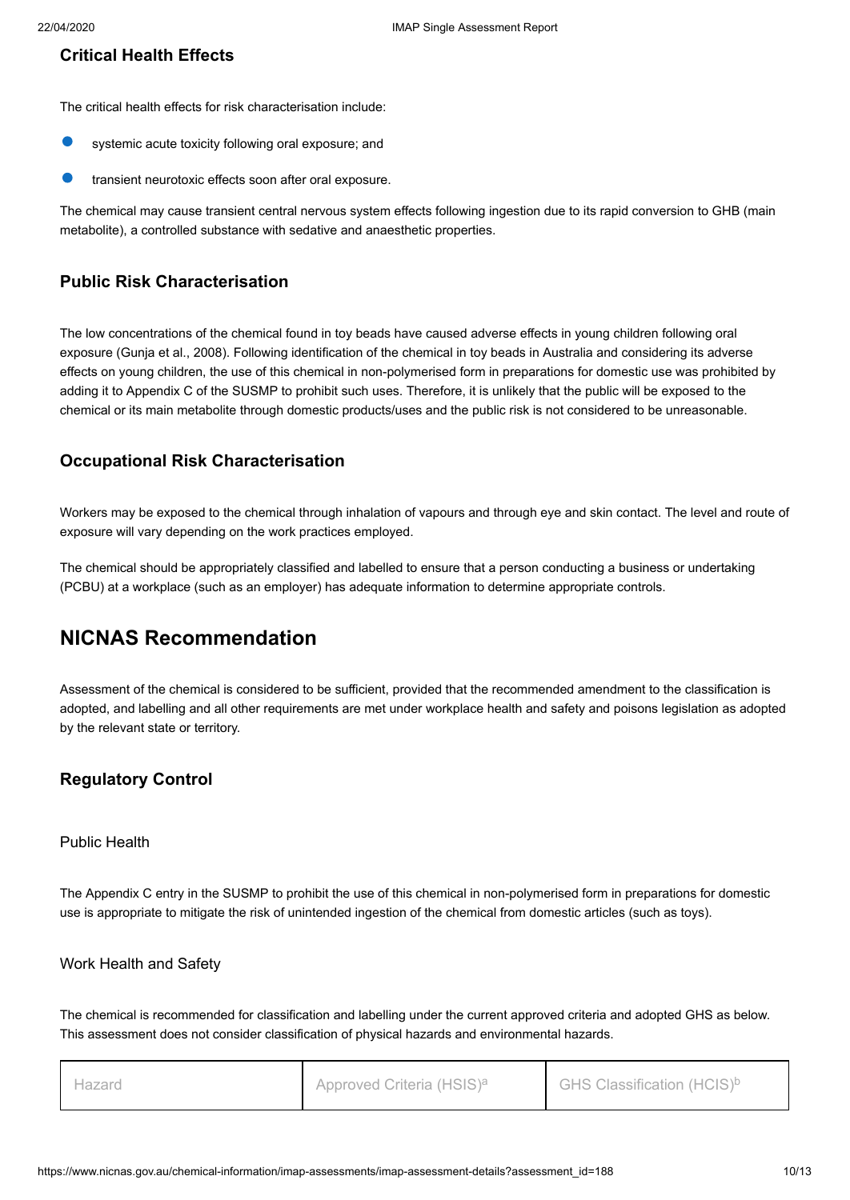### Critical Health Effects

The critical health effects for risk characterisation include:

- systemic acute toxicity following oral exposure; and
- transient neurotoxic effects soon after oral exposure.

The chemical may cause transient central nervous system effects following ingestion due to its rapid conversion to GHB (main metabolite), a controlled substance with sedative and anaesthetic properties.

### Public Risk Characterisation

The low concentrations of the chemical found in toy beads have caused adverse effects in young children following oral exposure (Gunja et al., 2008). Following identification of the chemical in toy beads in Australia and considering its adverse effects on young children, the use of this chemical in non-polymerised form in preparations for domestic use was prohibited by adding it to Appendix C of the SUSMP to prohibit such uses. Therefore, it is unlikely that the public will be exposed to the chemical or its main metabolite through domestic products/uses and the public risk is not considered to be unreasonable.

### Occupational Risk Characterisation

Workers may be exposed to the chemical through inhalation of vapours and through eye and skin contact. The level and route of exposure will vary depending on the work practices employed.

The chemical should be appropriately classified and labelled to ensure that a person conducting a business or undertaking (PCBU) at a workplace (such as an employer) has adequate information to determine appropriate controls.

## NICNAS Recommendation

Assessment of the chemical is considered to be sufficient, provided that the recommended amendment to the classification is adopted, and labelling and all other requirements are met under workplace health and safety and poisons legislation as adopted by the relevant state or territory.

### Regulatory Control

#### Public Health

The Appendix C entry in the SUSMP to prohibit the use of this chemical in non-polymerised form in preparations for domestic use is appropriate to mitigate the risk of unintended ingestion of the chemical from domestic articles (such as toys).

#### Work Health and Safety

The chemical is recommended for classification and labelling under the current approved criteria and adopted GHS as below. This assessment does not consider classification of physical hazards and environmental hazards.

| Hazard | Approved Criteria (HSIS)[a] | GHS Classification (HCIS)[b] |
|---|---|---|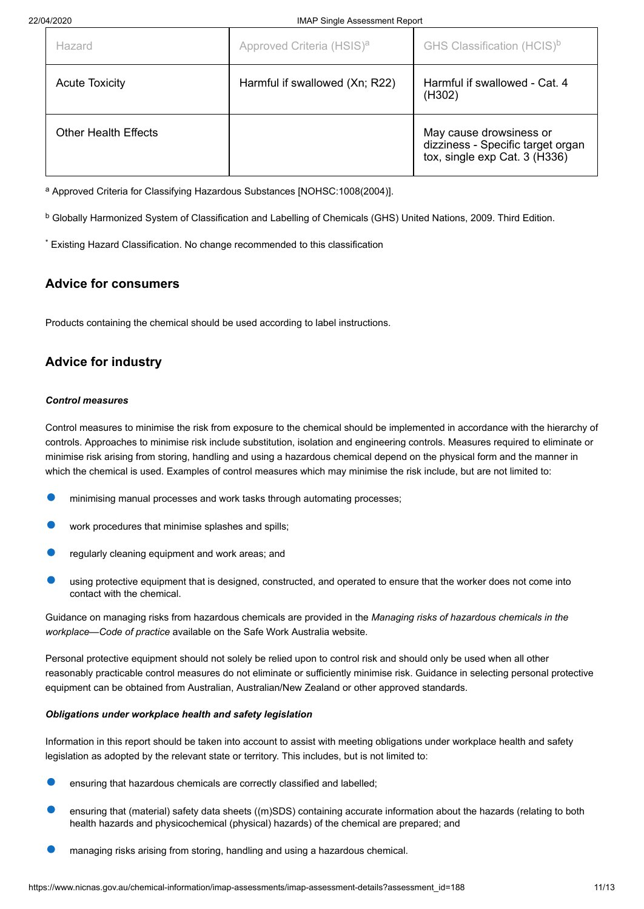| Hazard | Approved Criteria (HSIS)[a] | GHS Classification (HCIS)[b] |
|---|---|---|
| Acute Toxicity | Harmful if swallowed (Xn; R22) | Harmful if swallowed - Cat. 4 (H302) |
| Other Health Effects | | May cause drowsiness or dizziness - Specific target organ tox, single exp Cat. 3 (H336) |

[a] Approved Criteria for Classifying Hazardous Substances [NOHSC:1008(2004)].

[b] Globally Harmonized System of Classification and Labelling of Chemicals (GHS) United Nations, 2009. Third Edition.

[*] Existing Hazard Classification. No change recommended to this classification

## Advice for consumers

Products containing the chemical should be used according to label instructions.

## Advice for industry

***Control measures***

Control measures to minimise the risk from exposure to the chemical should be implemented in accordance with the hierarchy of controls. Approaches to minimise risk include substitution, isolation and engineering controls. Measures required to eliminate or minimise risk arising from storing, handling and using a hazardous chemical depend on the physical form and the manner in which the chemical is used. Examples of control measures which may minimise the risk include, but are not limited to:

- minimising manual processes and work tasks through automating processes;
- work procedures that minimise splashes and spills;
- regularly cleaning equipment and work areas; and
- using protective equipment that is designed, constructed, and operated to ensure that the worker does not come into contact with the chemical.

Guidance on managing risks from hazardous chemicals are provided in the *Managing risks of hazardous chemicals in the workplace—Code of practice* available on the Safe Work Australia website.

Personal protective equipment should not solely be relied upon to control risk and should only be used when all other reasonably practicable control measures do not eliminate or sufficiently minimise risk. Guidance in selecting personal protective equipment can be obtained from Australian, Australian/New Zealand or other approved standards.

***Obligations under workplace health and safety legislation***

Information in this report should be taken into account to assist with meeting obligations under workplace health and safety legislation as adopted by the relevant state or territory. This includes, but is not limited to:

- ensuring that hazardous chemicals are correctly classified and labelled;
- ensuring that (material) safety data sheets ((m)SDS) containing accurate information about the hazards (relating to both health hazards and physicochemical (physical) hazards) of the chemical are prepared; and
- managing risks arising from storing, handling and using a hazardous chemical.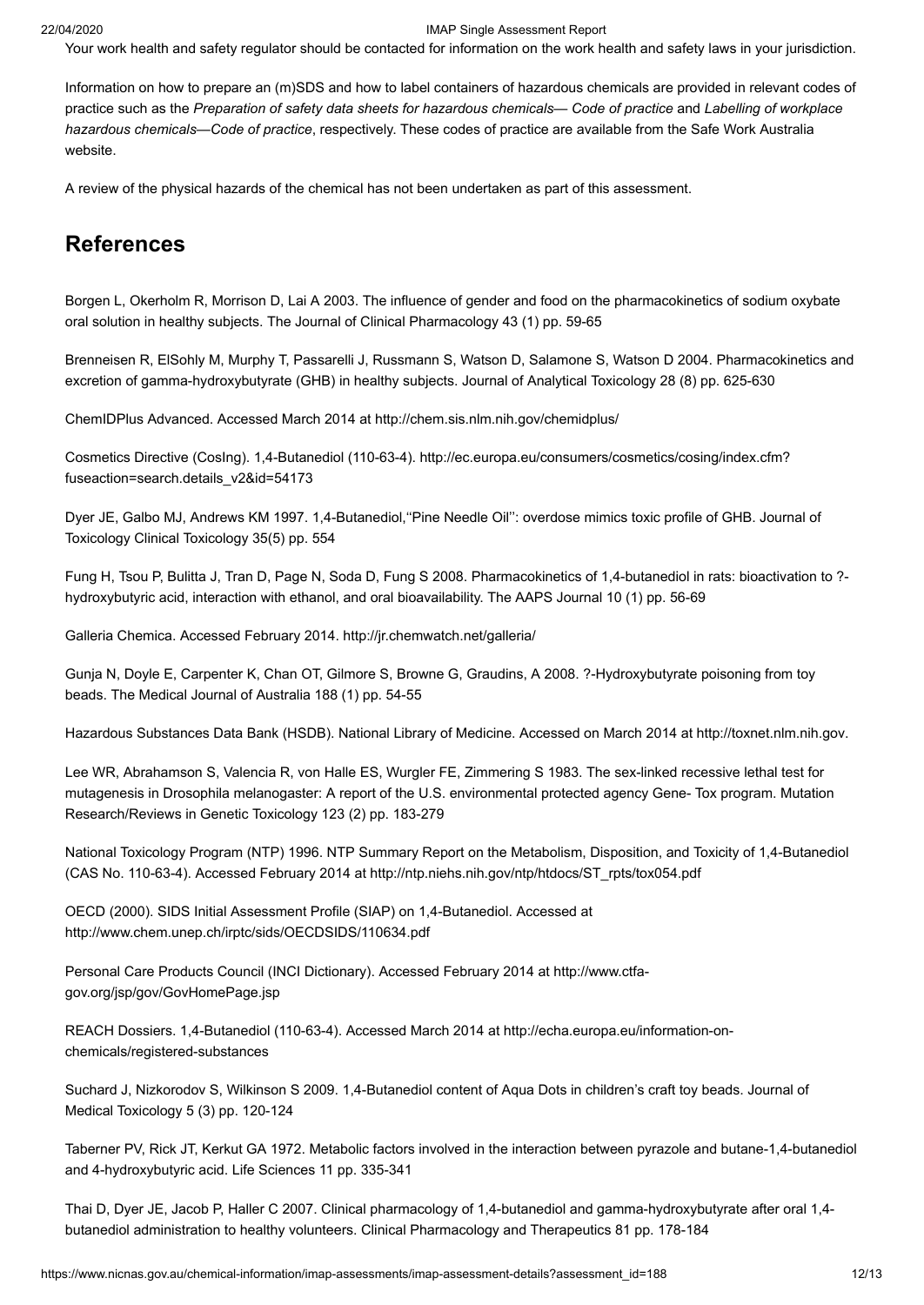Your work health and safety regulator should be contacted for information on the work health and safety laws in your jurisdiction.

Information on how to prepare an (m)SDS and how to label containers of hazardous chemicals are provided in relevant codes of practice such as the *Preparation of safety data sheets for hazardous chemicals— Code of practice* and *Labelling of workplace hazardous chemicals—Code of practice*, respectively. These codes of practice are available from the Safe Work Australia website.

A review of the physical hazards of the chemical has not been undertaken as part of this assessment.

## References

Borgen L, Okerholm R, Morrison D, Lai A 2003. The influence of gender and food on the pharmacokinetics of sodium oxybate oral solution in healthy subjects. The Journal of Clinical Pharmacology 43 (1) pp. 59-65

Brenneisen R, ElSohly M, Murphy T, Passarelli J, Russmann S, Watson D, Salamone S, Watson D 2004. Pharmacokinetics and excretion of gamma-hydroxybutyrate (GHB) in healthy subjects. Journal of Analytical Toxicology 28 (8) pp. 625-630

ChemIDPlus Advanced. Accessed March 2014 at http://chem.sis.nlm.nih.gov/chemidplus/

Cosmetics Directive (CosIng). 1,4-Butanediol (110-63-4). http://ec.europa.eu/consumers/cosmetics/cosing/index.cfm?fuseaction=search.details_v2&id=54173

Dyer JE, Galbo MJ, Andrews KM 1997. 1,4-Butanediol,''Pine Needle Oil'': overdose mimics toxic profile of GHB. Journal of Toxicology Clinical Toxicology 35(5) pp. 554

Fung H, Tsou P, Bulitta J, Tran D, Page N, Soda D, Fung S 2008. Pharmacokinetics of 1,4-butanediol in rats: bioactivation to ?-hydroxybutyric acid, interaction with ethanol, and oral bioavailability. The AAPS Journal 10 (1) pp. 56-69

Galleria Chemica. Accessed February 2014. http://jr.chemwatch.net/galleria/

Gunja N, Doyle E, Carpenter K, Chan OT, Gilmore S, Browne G, Graudins, A 2008. ?-Hydroxybutyrate poisoning from toy beads. The Medical Journal of Australia 188 (1) pp. 54-55

Hazardous Substances Data Bank (HSDB). National Library of Medicine. Accessed on March 2014 at http://toxnet.nlm.nih.gov.

Lee WR, Abrahamson S, Valencia R, von Halle ES, Wurgler FE, Zimmering S 1983. The sex-linked recessive lethal test for mutagenesis in Drosophila melanogaster: A report of the U.S. environmental protected agency Gene- Tox program. Mutation Research/Reviews in Genetic Toxicology 123 (2) pp. 183-279

National Toxicology Program (NTP) 1996. NTP Summary Report on the Metabolism, Disposition, and Toxicity of 1,4-Butanediol (CAS No. 110-63-4). Accessed February 2014 at http://ntp.niehs.nih.gov/ntp/htdocs/ST_rpts/tox054.pdf

OECD (2000). SIDS Initial Assessment Profile (SIAP) on 1,4-Butanediol. Accessed at http://www.chem.unep.ch/irptc/sids/OECDSIDS/110634.pdf

Personal Care Products Council (INCI Dictionary). Accessed February 2014 at http://www.ctfa-gov.org/jsp/gov/GovHomePage.jsp

REACH Dossiers. 1,4-Butanediol (110-63-4). Accessed March 2014 at http://echa.europa.eu/information-on-chemicals/registered-substances

Suchard J, Nizkorodov S, Wilkinson S 2009. 1,4-Butanediol content of Aqua Dots in children's craft toy beads. Journal of Medical Toxicology 5 (3) pp. 120-124

Taberner PV, Rick JT, Kerkut GA 1972. Metabolic factors involved in the interaction between pyrazole and butane-1,4-butanediol and 4-hydroxybutyric acid. Life Sciences 11 pp. 335-341

Thai D, Dyer JE, Jacob P, Haller C 2007. Clinical pharmacology of 1,4-butanediol and gamma-hydroxybutyrate after oral 1,4-butanediol administration to healthy volunteers. Clinical Pharmacology and Therapeutics 81 pp. 178-184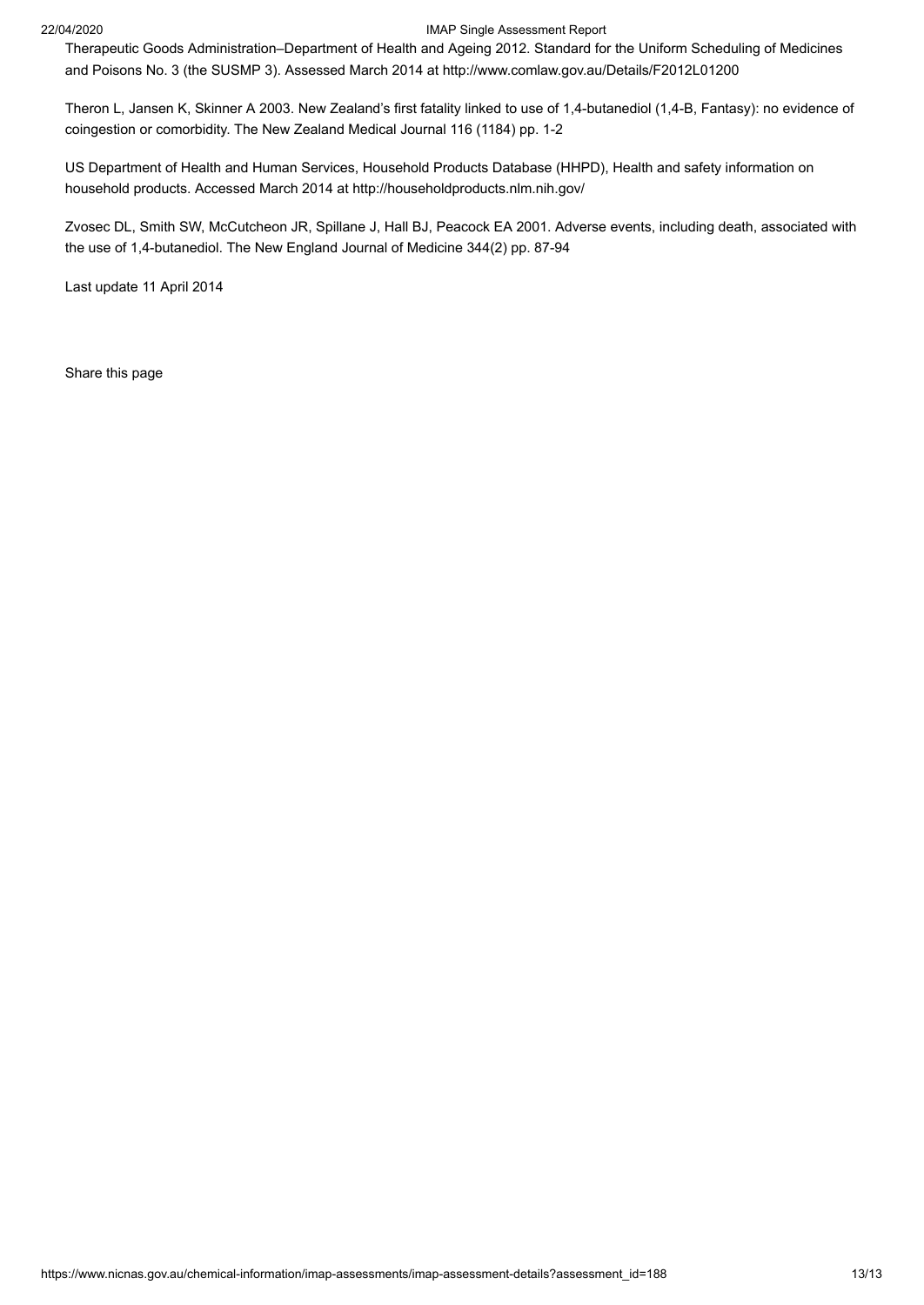Therapeutic Goods Administration–Department of Health and Ageing 2012. Standard for the Uniform Scheduling of Medicines and Poisons No. 3 (the SUSMP 3). Assessed March 2014 at http://www.comlaw.gov.au/Details/F2012L01200

Theron L, Jansen K, Skinner A 2003. New Zealand's first fatality linked to use of 1,4-butanediol (1,4-B, Fantasy): no evidence of coingestion or comorbidity. The New Zealand Medical Journal 116 (1184) pp. 1-2

US Department of Health and Human Services, Household Products Database (HHPD), Health and safety information on household products. Accessed March 2014 at http://householdproducts.nlm.nih.gov/

Zvosec DL, Smith SW, McCutcheon JR, Spillane J, Hall BJ, Peacock EA 2001. Adverse events, including death, associated with the use of 1,4-butanediol. The New England Journal of Medicine 344(2) pp. 87-94

Last update 11 April 2014

Share this page